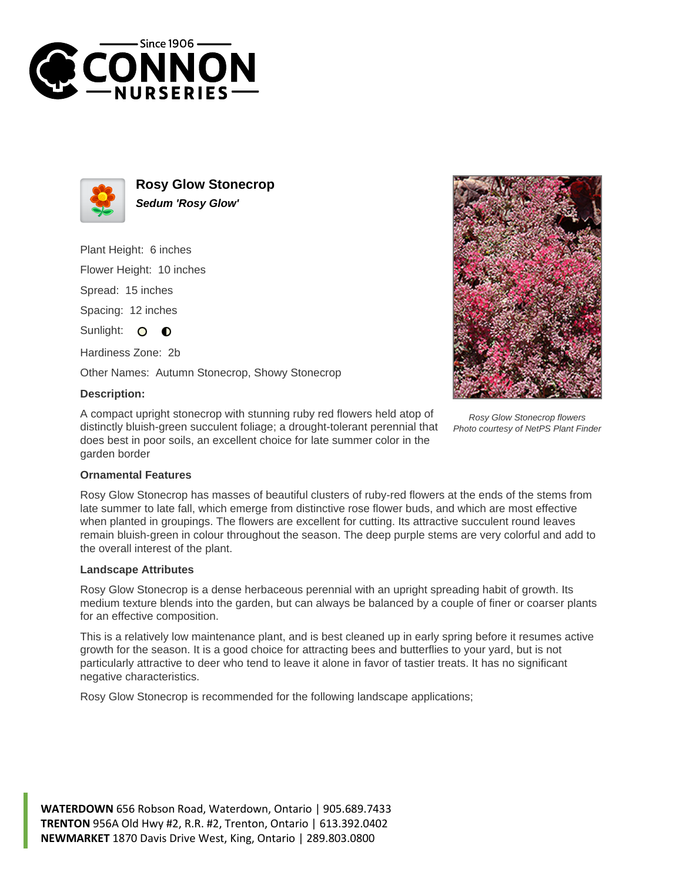# Rosy Glow Stonecrop

***Sedum 'Rosy Glow'***

Plant Height: 6 inches

Flower Height: 10 inches

Spread: 15 inches

Spacing: 12 inches

Sunlight:

Hardiness Zone: 2b

Other Names: Autumn Stonecrop, Showy Stonecrop

**Description:**

A compact upright stonecrop with stunning ruby red flowers held atop of distinctly bluish-green succulent foliage; a drought-tolerant perennial that does best in poor soils, an excellent choice for late summer color in the garden border

*Rosy Glow Stonecrop flowers*
*Photo courtesy of NetPS Plant Finder*

### Ornamental Features

Rosy Glow Stonecrop has masses of beautiful clusters of ruby-red flowers at the ends of the stems from late summer to late fall, which emerge from distinctive rose flower buds, and which are most effective when planted in groupings. The flowers are excellent for cutting. Its attractive succulent round leaves remain bluish-green in colour throughout the season. The deep purple stems are very colorful and add to the overall interest of the plant.

### Landscape Attributes

Rosy Glow Stonecrop is a dense herbaceous perennial with an upright spreading habit of growth. Its medium texture blends into the garden, but can always be balanced by a couple of finer or coarser plants for an effective composition.

This is a relatively low maintenance plant, and is best cleaned up in early spring before it resumes active growth for the season. It is a good choice for attracting bees and butterflies to your yard, but is not particularly attractive to deer who tend to leave it alone in favor of tastier treats. It has no significant negative characteristics.

Rosy Glow Stonecrop is recommended for the following landscape applications;

**WATERDOWN** 656 Robson Road, Waterdown, Ontario | 905.689.7433
**TRENTON** 956A Old Hwy #2, R.R. #2, Trenton, Ontario | 613.392.0402
**NEWMARKET** 1870 Davis Drive West, King, Ontario | 289.803.0800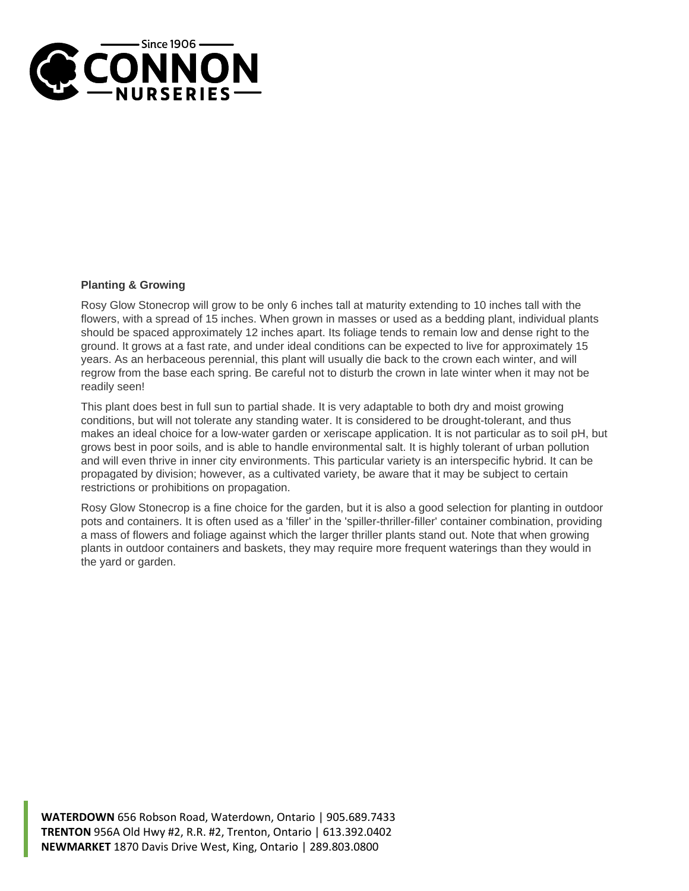**Planting & Growing**

Rosy Glow Stonecrop will grow to be only 6 inches tall at maturity extending to 10 inches tall with the flowers, with a spread of 15 inches. When grown in masses or used as a bedding plant, individual plants should be spaced approximately 12 inches apart. Its foliage tends to remain low and dense right to the ground. It grows at a fast rate, and under ideal conditions can be expected to live for approximately 15 years. As an herbaceous perennial, this plant will usually die back to the crown each winter, and will regrow from the base each spring. Be careful not to disturb the crown in late winter when it may not be readily seen!

This plant does best in full sun to partial shade. It is very adaptable to both dry and moist growing conditions, but will not tolerate any standing water. It is considered to be drought-tolerant, and thus makes an ideal choice for a low-water garden or xeriscape application. It is not particular as to soil pH, but grows best in poor soils, and is able to handle environmental salt. It is highly tolerant of urban pollution and will even thrive in inner city environments. This particular variety is an interspecific hybrid. It can be propagated by division; however, as a cultivated variety, be aware that it may be subject to certain restrictions or prohibitions on propagation.

Rosy Glow Stonecrop is a fine choice for the garden, but it is also a good selection for planting in outdoor pots and containers. It is often used as a 'filler' in the 'spiller-thriller-filler' container combination, providing a mass of flowers and foliage against which the larger thriller plants stand out. Note that when growing plants in outdoor containers and baskets, they may require more frequent waterings than they would in the yard or garden.